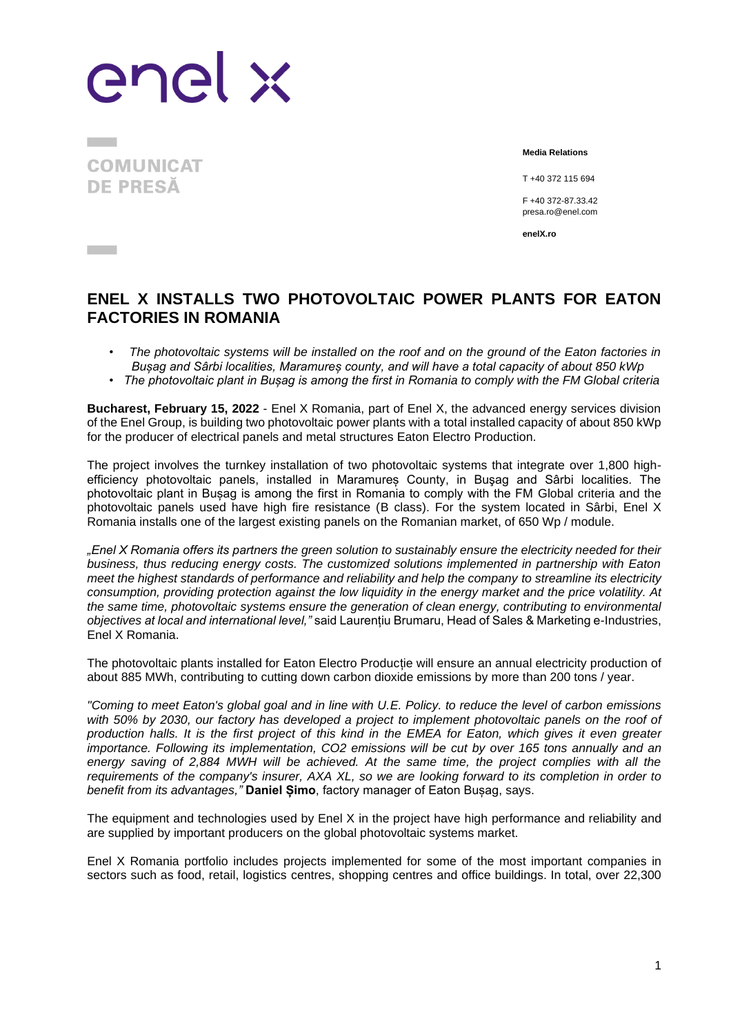enel x

**COMUNICAT DE PRESĂ**

**Media Relations**

T +40 372 115 694

F +40 372-87.33.42
presa.ro@enel.com

**enelX.ro**

# ENEL X INSTALLS TWO PHOTOVOLTAIC POWER PLANTS FOR EATON FACTORIES IN ROMANIA

- *The photovoltaic systems will be installed on the roof and on the ground of the Eaton factories in Bușag and Sârbi localities, Maramureș county, and will have a total capacity of about 850 kWp*
- *The photovoltaic plant in Bușag is among the first in Romania to comply with the FM Global criteria*

**Bucharest, February 15, 2022** - Enel X Romania, part of Enel X, the advanced energy services division of the Enel Group, is building two photovoltaic power plants with a total installed capacity of about 850 kWp for the producer of electrical panels and metal structures Eaton Electro Production.

The project involves the turnkey installation of two photovoltaic systems that integrate over 1,800 high-efficiency photovoltaic panels, installed in Maramureș County, in Bușag and Sârbi localities. The photovoltaic plant in Bușag is among the first in Romania to comply with the FM Global criteria and the photovoltaic panels used have high fire resistance (B class). For the system located in Sârbi, Enel X Romania installs one of the largest existing panels on the Romanian market, of 650 Wp / module.

*„Enel X Romania offers its partners the green solution to sustainably ensure the electricity needed for their business, thus reducing energy costs. The customized solutions implemented in partnership with Eaton meet the highest standards of performance and reliability and help the company to streamline its electricity consumption, providing protection against the low liquidity in the energy market and the price volatility. At the same time, photovoltaic systems ensure the generation of clean energy, contributing to environmental objectives at local and international level,"* said Laurențiu Brumaru, Head of Sales & Marketing e-Industries, Enel X Romania.

The photovoltaic plants installed for Eaton Electro Producție will ensure an annual electricity production of about 885 MWh, contributing to cutting down carbon dioxide emissions by more than 200 tons / year.

*"Coming to meet Eaton's global goal and in line with U.E. Policy. to reduce the level of carbon emissions with 50% by 2030, our factory has developed a project to implement photovoltaic panels on the roof of production halls. It is the first project of this kind in the EMEA for Eaton, which gives it even greater importance. Following its implementation, CO2 emissions will be cut by over 165 tons annually and an energy saving of 2,884 MWH will be achieved. At the same time, the project complies with all the requirements of the company's insurer, AXA XL, so we are looking forward to its completion in order to benefit from its advantages,"* **Daniel Șimo**, factory manager of Eaton Bușag, says.

The equipment and technologies used by Enel X in the project have high performance and reliability and are supplied by important producers on the global photovoltaic systems market.

Enel X Romania portfolio includes projects implemented for some of the most important companies in sectors such as food, retail, logistics centres, shopping centres and office buildings. In total, over 22,300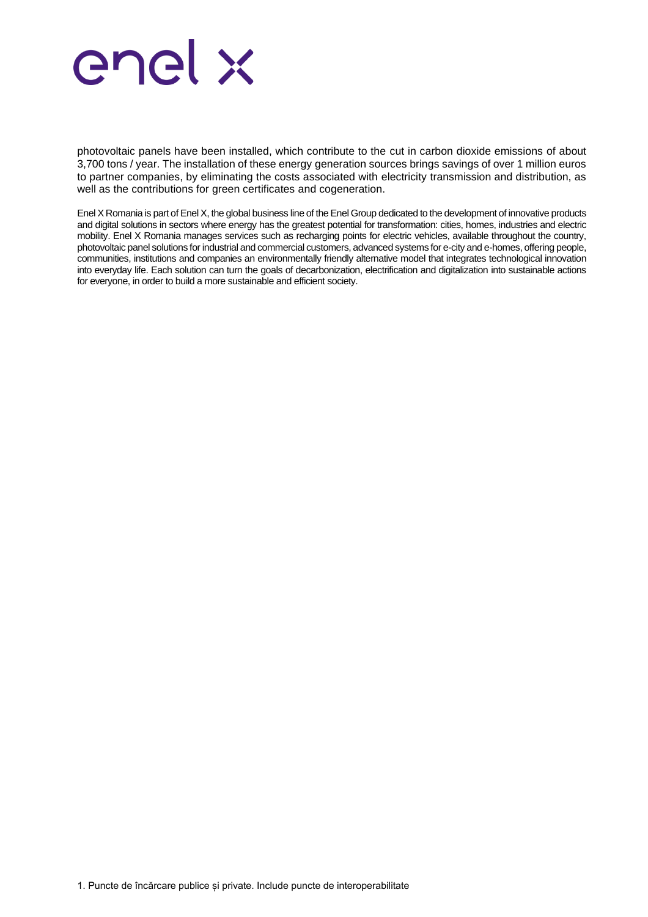photovoltaic panels have been installed, which contribute to the cut in carbon dioxide emissions of about 3,700 tons / year. The installation of these energy generation sources brings savings of over 1 million euros to partner companies, by eliminating the costs associated with electricity transmission and distribution, as well as the contributions for green certificates and cogeneration.

Enel X Romania is part of Enel X, the global business line of the Enel Group dedicated to the development of innovative products and digital solutions in sectors where energy has the greatest potential for transformation: cities, homes, industries and electric mobility. Enel X Romania manages services such as recharging points for electric vehicles, available throughout the country, photovoltaic panel solutions for industrial and commercial customers, advanced systems for e-city and e-homes, offering people, communities, institutions and companies an environmentally friendly alternative model that integrates technological innovation into everyday life. Each solution can turn the goals of decarbonization, electrification and digitalization into sustainable actions for everyone, in order to build a more sustainable and efficient society.

1. Puncte de încărcare publice și private. Include puncte de interoperabilitate